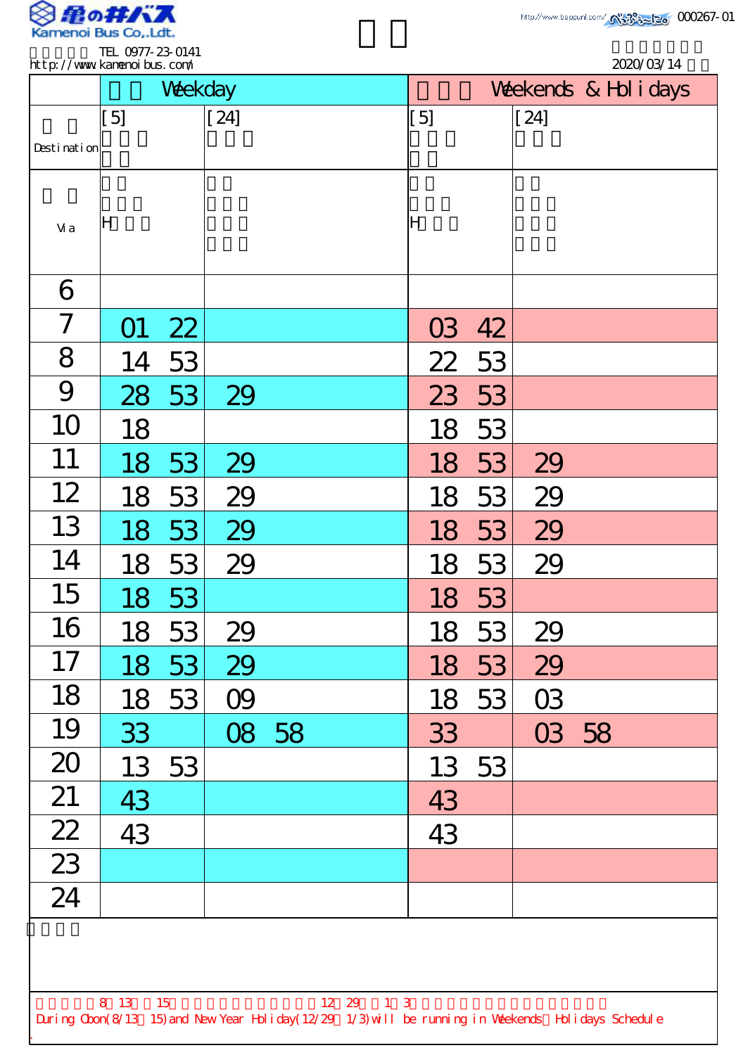Kamenoi Bus Co.,Ldt.

TEL 0977-23-0141
http://www.kamenoibus.com/

http://www.beppunl.com/ 000267-01

2020/03/14

| | Weekday | | Weekends & Holidays | |
|---|---|---|---|---|
| Destination | [5] | [24] | [5] | [24] |
| Via | H | | H | |
| 6 | | | | |
| 7 | 01 22 | | 03 42 | |
| 8 | 14 53 | | 22 53 | |
| 9 | 28 53 | 29 | 23 53 | |
| 10 | 18 | | 18 53 | |
| 11 | 18 53 | 29 | 18 53 | 29 |
| 12 | 18 53 | 29 | 18 53 | 29 |
| 13 | 18 53 | 29 | 18 53 | 29 |
| 14 | 18 53 | 29 | 18 53 | 29 |
| 15 | 18 53 | | 18 53 | |
| 16 | 18 53 | 29 | 18 53 | 29 |
| 17 | 18 53 | 29 | 18 53 | 29 |
| 18 | 18 53 | 09 | 18 53 | 03 |
| 19 | 33 | 08 58 | 33 | 03 58 |
| 20 | 13 53 | | 13 53 | |
| 21 | 43 | | 43 | |
| 22 | 43 | | 43 | |
| 23 | | | | |
| 24 | | | | |

8 13 15 12 29 1 3

During Obon(8/13 15) and New Year Holiday(12/29 1/3) will be running in Weekends Holidays Schedule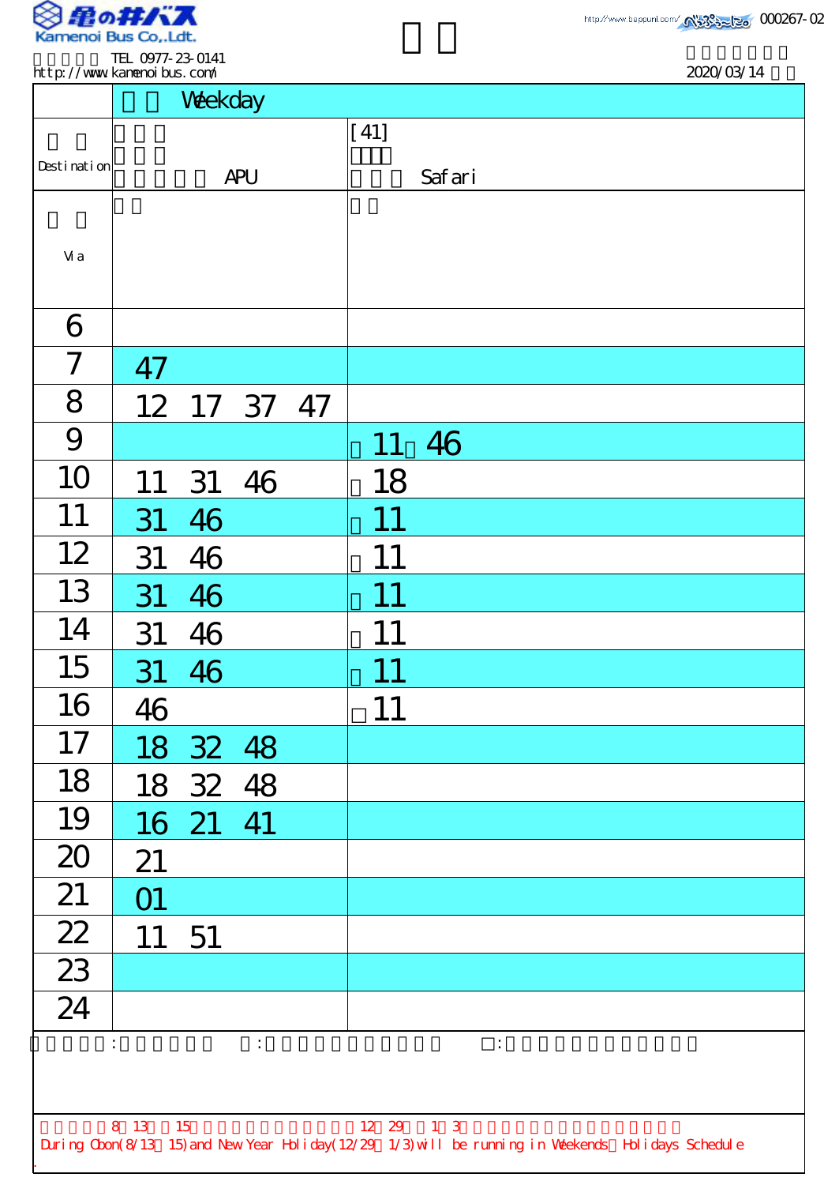Kamenoi Bus Co.,Ldt.

TEL 0977-23-0141
http://www.kamenoibus.com/

http://www.beppunavi.com/ 000267-02

2020/03/14

| | Weekday | |
|---|---|---|
| Destination | APU | [41] Safari |
| Via | | |
| 6 | | |
| 7 | 47 | |
| 8 | 12 17 37 47 | |
| 9 | | 11 46 |
| 10 | 11 31 46 | 18 |
| 11 | 31 46 | 11 |
| 12 | 31 46 | 11 |
| 13 | 31 46 | 11 |
| 14 | 31 46 | 11 |
| 15 | 31 46 | 11 |
| 16 | 46 | □11 |
| 17 | 18 32 48 | |
| 18 | 18 32 48 | |
| 19 | 16 21 41 | |
| 20 | 21 | |
| 21 | 01 | |
| 22 | 11 51 | |
| 23 | | |
| 24 | | |

During Obon(8/13～15) and New Year Holiday(12/29～1/3) will be running in Weekends・Holidays Schedule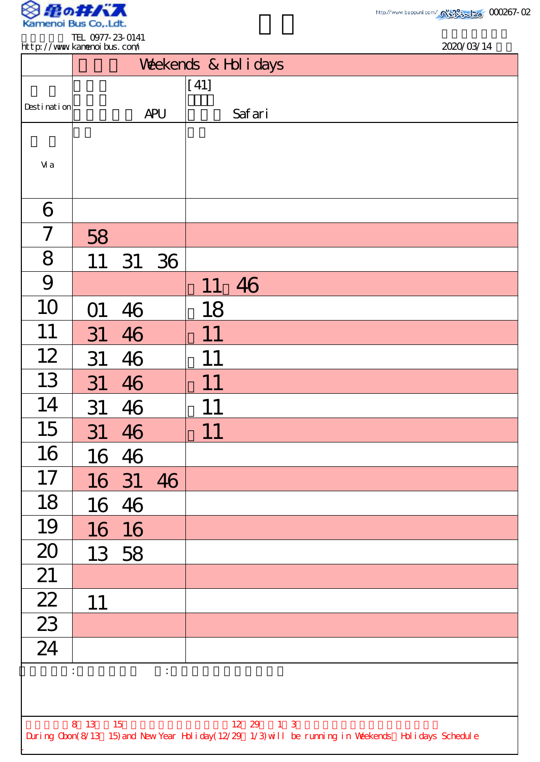Kamenoi Bus Co.,Ldt.

TEL 0977-23-0141
http://www.kamenoibus.com/

http://www.beppunl.com/ 000267-02

2020/03/14

| | Weekends & Holidays | |
|---|---|---|
| Destination | APU | [41] Safari |
| Via | | |
| 6 | | |
| 7 | 58 | |
| 8 | 11 31 36 | |
| 9 | | 11 46 |
| 10 | 01 46 | 18 |
| 11 | 31 46 | 11 |
| 12 | 31 46 | 11 |
| 13 | 31 46 | 11 |
| 14 | 31 46 | 11 |
| 15 | 31 46 | 11 |
| 16 | 16 46 | |
| 17 | 16 31 46 | |
| 18 | 16 46 | |
| 19 | 16 16 | |
| 20 | 13 58 | |
| 21 | | |
| 22 | 11 | |
| 23 | | |
| 24 | | |

8 13 15 12 29 1 3

During Obon(8/13～15) and New Year Holiday(12/29～1/3) will be running in Weekends・Holidays Schedule